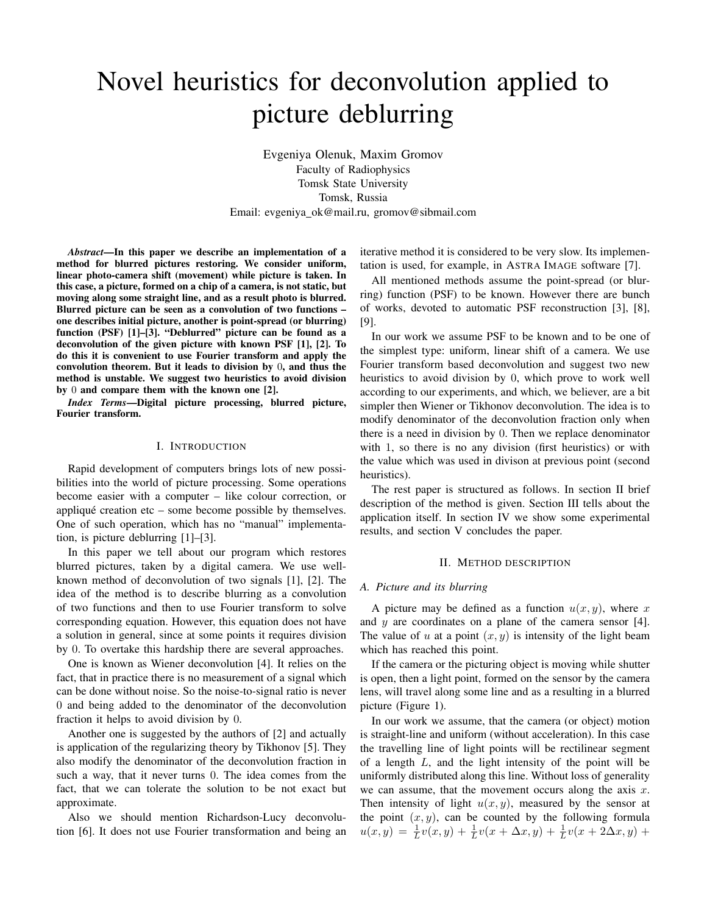# Novel heuristics for deconvolution applied to picture deblurring

Evgeniya Olenuk, Maxim Gromov
Faculty of Radiophysics
Tomsk State University
Tomsk, Russia
Email: evgeniya_ok@mail.ru, gromov@sibmail.com

***Abstract*—In this paper we describe an implementation of a method for blurred pictures restoring. We consider uniform, linear photo-camera shift (movement) while picture is taken. In this case, a picture, formed on a chip of a camera, is not static, but moving along some straight line, and as a result photo is blurred. Blurred picture can be seen as a convolution of two functions – one describes initial picture, another is point-spread (or blurring) function (PSF) [1]–[3]. "Deblurred" picture can be found as a deconvolution of the given picture with known PSF [1], [2]. To do this it is convenient to use Fourier transform and apply the convolution theorem. But it leads to division by 0, and thus the method is unstable. We suggest two heuristics to avoid division by 0 and compare them with the known one [2].**

***Index Terms*—Digital picture processing, blurred picture, Fourier transform.**

## I. Introduction

Rapid development of computers brings lots of new possibilities into the world of picture processing. Some operations become easier with a computer – like colour correction, or appliqué creation etc – some become possible by themselves. One of such operation, which has no "manual" implementation, is picture deblurring [1]–[3].

In this paper we tell about our program which restores blurred pictures, taken by a digital camera. We use well-known method of deconvolution of two signals [1], [2]. The idea of the method is to describe blurring as a convolution of two functions and then to use Fourier transform to solve corresponding equation. However, this equation does not have a solution in general, since at some points it requires division by 0. To overtake this hardship there are several approaches.

One is known as Wiener deconvolution [4]. It relies on the fact, that in practice there is no measurement of a signal which can be done without noise. So the noise-to-signal ratio is never 0 and being added to the denominator of the deconvolution fraction it helps to avoid division by 0.

Another one is suggested by the authors of [2] and actually is application of the regularizing theory by Tikhonov [5]. They also modify the denominator of the deconvolution fraction in such a way, that it never turns 0. The idea comes from the fact, that we can tolerate the solution to be not exact but approximate.

Also we should mention Richardson-Lucy deconvolution [6]. It does not use Fourier transformation and being an iterative method it is considered to be very slow. Its implementation is used, for example, in Astra Image software [7].

All mentioned methods assume the point-spread (or blurring) function (PSF) to be known. However there are bunch of works, devoted to automatic PSF reconstruction [3], [8], [9].

In our work we assume PSF to be known and to be one of the simplest type: uniform, linear shift of a camera. We use Fourier transform based deconvolution and suggest two new heuristics to avoid division by 0, which prove to work well according to our experiments, and which, we believe, are a bit simpler then Wiener or Tikhonov deconvolution. The idea is to modify denominator of the deconvolution fraction only when there is a need in division by 0. Then we replace denominator with 1, so there is no any division (first heuristics) or with the value which was used in divison at previous point (second heuristics).

The rest paper is structured as follows. In section II brief description of the method is given. Section III tells about the application itself. In section IV we show some experimental results, and section V concludes the paper.

## II. Method description

### *A. Picture and its blurring*

A picture may be defined as a function $u(x, y)$, where $x$ and $y$ are coordinates on a plane of the camera sensor [4]. The value of $u$ at a point $(x, y)$ is intensity of the light beam which has reached this point.

If the camera or the picturing object is moving while shutter is open, then a light point, formed on the sensor by the camera lens, will travel along some line and as a resulting in a blurred picture (Figure 1).

In our work we assume, that the camera (or object) motion is straight-line and uniform (without acceleration). In this case the travelling line of light points will be rectilinear segment of a length $L$, and the light intensity of the point will be uniformly distributed along this line. Without loss of generality we can assume, that the movement occurs along the axis $x$. Then intensity of light $u(x, y)$, measured by the sensor at the point $(x, y)$, can be counted by the following formula $u(x, y) = \frac{1}{L}v(x, y) + \frac{1}{L}v(x + \Delta x, y) + \frac{1}{L}v(x + 2\Delta x, y) +$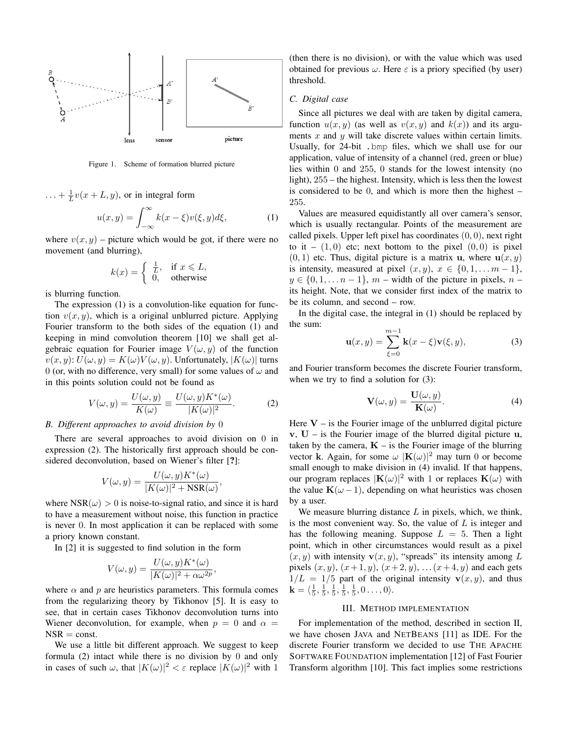Figure 1. Scheme of formation blurred picture

$\ldots + \frac{1}{L}v(x+L,y)$, or in integral form

$$u(x,y) = \int_{-\infty}^{\infty} k(x-\xi)v(\xi,y)d\xi, \tag{1}$$

where $v(x,y)$ – picture which would be got, if there were no movement (and blurring),

$$k(x) = \begin{cases} \frac{1}{L}, & \text{if } x \leqslant L, \\ 0, & \text{otherwise} \end{cases}$$

is blurring function.

The expression (1) is a convolution-like equation for function $v(x,y)$, which is a original unblurred picture. Applying Fourier transform to the both sides of the equation (1) and keeping in mind convolution theorem [10] we shall get algebraic equation for Fourier image $V(\omega,y)$ of the function $v(x,y)$: $U(\omega,y) = K(\omega)V(\omega,y)$. Unfortunately, $|K(\omega)|$ turns 0 (or, with no difference, very small) for some values of $\omega$ and in this points solution could not be found as

$$V(\omega,y) = \frac{U(\omega,y)}{K(\omega)} \equiv \frac{U(\omega,y)K^*(\omega)}{|K(\omega)|^2}. \tag{2}$$

### B. Different approaches to avoid division by 0

There are several approaches to avoid division on 0 in expression (2). The historically first approach should be considered deconvolution, based on Wiener's filter [?]:

$$V(\omega,y) = \frac{U(\omega,y)K^*(\omega)}{|K(\omega)|^2 + \text{NSR}(\omega)},$$

where $\text{NSR}(\omega) > 0$ is noise-to-signal ratio, and since it is hard to have a measurement without noise, this function in practice is never 0. In most application it can be replaced with some a priory known constant.

In [2] it is suggested to find solution in the form

$$V(\omega,y) = \frac{U(\omega,y)K^*(\omega)}{|K(\omega)|^2 + \alpha\omega^{2p}},$$

where $\alpha$ and $p$ are heuristics parameters. This formula comes from the regularizing theory by Tikhonov [5]. It is easy to see, that in certain cases Tikhonov deconvolution turns into Wiener deconvolution, for example, when $p = 0$ and $\alpha = \text{NSR} = \text{const}$.

We use a little bit different approach. We suggest to keep formula (2) intact while there is no division by 0 and only in cases of such $\omega$, that $|K(\omega)|^2 < \varepsilon$ replace $|K(\omega)|^2$ with 1 (then there is no division), or with the value which was used obtained for previous $\omega$. Here $\varepsilon$ is a priory specified (by user) threshold.

### C. Digital case

Since all pictures we deal with are taken by digital camera, function $u(x,y)$ (as well as $v(x,y)$ and $k(x)$) and its arguments $x$ and $y$ will take discrete values within certain limits. Usually, for 24-bit `.bmp` files, which we shall use for our application, value of intensity of a channel (red, green or blue) lies within 0 and 255, 0 stands for the lowest intensity (no light), 255 – the highest. Intensity, which is less then the lowest is considered to be 0, and which is more then the highest – 255.

Values are measured equidistantly all over camera's sensor, which is usually rectangular. Points of the measurement are called pixels. Upper left pixel has coordinates $(0,0)$, next right to it – $(1,0)$ etc; next bottom to the pixel $(0,0)$ is pixel $(0,1)$ etc. Thus, digital picture is a matrix $\mathbf{u}$, where $\mathbf{u}(x,y)$ is intensity, measured at pixel $(x,y)$, $x \in \{0,1,\ldots m-1\}$, $y \in \{0,1,\ldots n-1\}$, $m$ – width of the picture in pixels, $n$ – its height. Note, that we consider first index of the matrix to be its column, and second – row.

In the digital case, the integral in (1) should be replaced by the sum:

$$\mathbf{u}(x,y) = \sum_{\xi=0}^{m-1} \mathbf{k}(x-\xi)\mathbf{v}(\xi,y), \tag{3}$$

and Fourier transform becomes the discrete Fourier transform, when we try to find a solution for (3):

$$\mathbf{V}(\omega,y) = \frac{\mathbf{U}(\omega,y)}{\mathbf{K}(\omega)}. \tag{4}$$

Here $\mathbf{V}$ – is the Fourier image of the unblurred digital picture $\mathbf{v}$, $\mathbf{U}$ – is the Fourier image of the blurred digital picture $\mathbf{u}$, taken by the camera, $\mathbf{K}$ – is the Fourier image of the blurring vector $\mathbf{k}$. Again, for some $\omega$ $|\mathbf{K}(\omega)|^2$ may turn 0 or become small enough to make division in (4) invalid. If that happens, our program replaces $|\mathbf{K}(\omega)|^2$ with 1 or replaces $\mathbf{K}(\omega)$ with the value $\mathbf{K}(\omega-1)$, depending on what heuristics was chosen by a user.

We measure blurring distance $L$ in pixels, which, we think, is the most convenient way. So, the value of $L$ is integer and has the following meaning. Suppose $L = 5$. Then a light point, which in other circumstances would result as a pixel $(x,y)$ with intensity $\mathbf{v}(x,y)$, "spreads" its intensity among $L$ pixels $(x,y)$, $(x+1,y)$, $(x+2,y)$, $\ldots (x+4,y)$ and each gets $1/L = 1/5$ part of the original intensity $\mathbf{v}(x,y)$, and thus $\mathbf{k} = \langle \frac{1}{5}, \frac{1}{5}, \frac{1}{5}, \frac{1}{5}, \frac{1}{5}, 0 \ldots, 0 \rangle$.

## III. Method implementation

For implementation of the method, described in section II, we have chosen Java and NetBeans [11] as IDE. For the discrete Fourier transform we decided to use The Apache Software Foundation implementation [12] of Fast Fourier Transform algorithm [10]. This fact implies some restrictions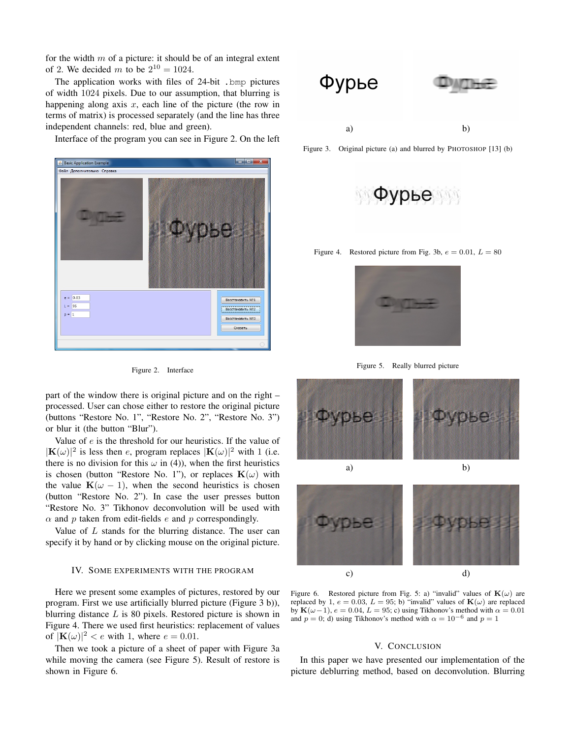for the width $m$ of a picture: it should be of an integral extent of 2. We decided $m$ to be $2^{10} = 1024$.

The application works with files of 24-bit `.bmp` pictures of width 1024 pixels. Due to our assumption, that blurring is happening along axis $x$, each line of the picture (the row in terms of matrix) is processed separately (and the line has three independent channels: red, blue and green).

Interface of the program you can see in Figure 2. On the left part of the window there is original picture and on the right – processed. User can chose either to restore the original picture (buttons "Restore No. 1", "Restore No. 2", "Restore No. 3") or blur it (the button "Blur").

Figure 2. Interface

Value of $e$ is the threshold for our heuristics. If the value of $|\mathbf{K}(\omega)|^2$ is less then $e$, program replaces $|\mathbf{K}(\omega)|^2$ with 1 (i.e. there is no division for this $\omega$ in (4)), when the first heuristics is chosen (button "Restore No. 1"), or replaces $\mathbf{K}(\omega)$ with the value $\mathbf{K}(\omega - 1)$, when the second heuristics is chosen (button "Restore No. 2"). In case the user presses button "Restore No. 3" Tikhonov deconvolution will be used with $\alpha$ and $p$ taken from edit-fields $e$ and $p$ correspondingly.

Value of $L$ stands for the blurring distance. The user can specify it by hand or by clicking mouse on the original picture.

## IV. Some experiments with the program

Here we present some examples of pictures, restored by our program. First we use artificially blurred picture (Figure 3 b)), blurring distance $L$ is 80 pixels. Restored picture is shown in Figure 4. There we used first heuristics: replacement of values of $|\mathbf{K}(\omega)|^2 < e$ with 1, where $e = 0.01$.

Then we took a picture of a sheet of paper with Figure 3a while moving the camera (see Figure 5). Result of restore is shown in Figure 6.

Figure 3. Original picture (a) and blurred by PHOTOSHOP [13] (b)

Figure 4. Restored picture from Fig. 3b, $e = 0.01$, $L = 80$

Figure 5. Really blurred picture

Figure 6. Restored picture from Fig. 5: a) "invalid" values of $\mathbf{K}(\omega)$ are replaced by 1, $e = 0.03$, $L = 95$; b) "invalid" values of $\mathbf{K}(\omega)$ are replaced by $\mathbf{K}(\omega-1)$, $e = 0.04$, $L = 95$; c) using Tikhonov's method with $\alpha = 0.01$ and $p = 0$; d) using Tikhonov's method with $\alpha = 10^{-6}$ and $p = 1$

## V. Conclusion

In this paper we have presented our implementation of the picture deblurring method, based on deconvolution. Blurring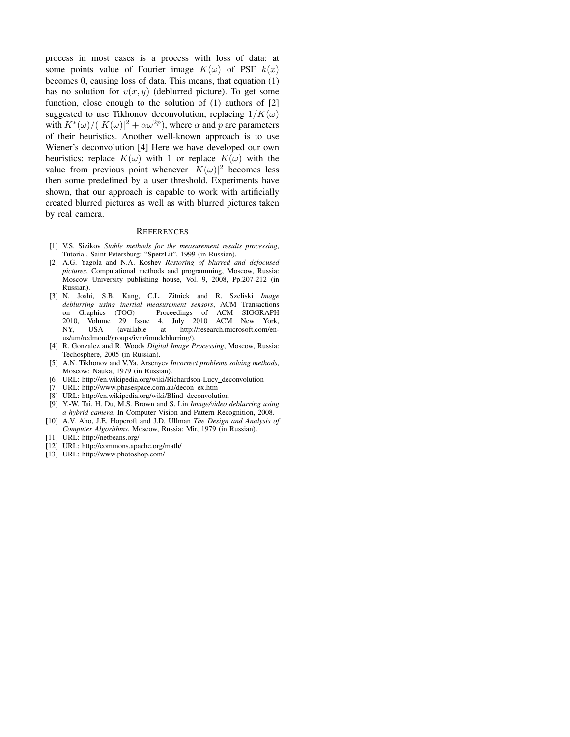process in most cases is a process with loss of data: at some points value of Fourier image $K(\omega)$ of PSF $k(x)$ becomes 0, causing loss of data. This means, that equation (1) has no solution for $v(x, y)$ (deblurred picture). To get some function, close enough to the solution of (1) authors of [2] suggested to use Tikhonov deconvolution, replacing $1/K(\omega)$ with $K^*(\omega)/(|K(\omega)|^2 + \alpha\omega^{2p})$, where $\alpha$ and $p$ are parameters of their heuristics. Another well-known approach is to use Wiener's deconvolution [4] Here we have developed our own heuristics: replace $K(\omega)$ with 1 or replace $K(\omega)$ with the value from previous point whenever $|K(\omega)|^2$ becomes less then some predefined by a user threshold. Experiments have shown, that our approach is capable to work with artificially created blurred pictures as well as with blurred pictures taken by real camera.

## References

[1] V.S. Sizikov *Stable methods for the measurement results processing*, Tutorial, Saint-Petersburg: "SpetzLit", 1999 (in Russian).

[2] A.G. Yagola and N.A. Koshev *Restoring of blurred and defocused pictures*, Computational methods and programming, Moscow, Russia: Moscow University publishing house, Vol. 9, 2008, Pp.207-212 (in Russian).

[3] N. Joshi, S.B. Kang, C.L. Zitnick and R. Szeliski *Image deblurring using inertial measurement sensors*, ACM Transactions on Graphics (TOG) – Proceedings of ACM SIGGRAPH 2010, Volume 29 Issue 4, July 2010 ACM New York, NY, USA (available at http://research.microsoft.com/en-us/um/redmond/groups/ivm/imudeblurring/).

[4] R. Gonzalez and R. Woods *Digital Image Processing*, Moscow, Russia: Techosphere, 2005 (in Russian).

[5] A.N. Tikhonov and V.Ya. Arsenyev *Incorrect problems solving methods*, Moscow: Nauka, 1979 (in Russian).

[6] URL: http://en.wikipedia.org/wiki/Richardson-Lucy_deconvolution

[7] URL: http://www.phasespace.com.au/decon_ex.htm

[8] URL: http://en.wikipedia.org/wiki/Blind_deconvolution

[9] Y.-W. Tai, H. Du, M.S. Brown and S. Lin *Image/video deblurring using a hybrid camera*, In Computer Vision and Pattern Recognition, 2008.

[10] A.V. Aho, J.E. Hopcroft and J.D. Ullman *The Design and Analysis of Computer Algorithms*, Moscow, Russia: Mir, 1979 (in Russian).

[11] URL: http://netbeans.org/

[12] URL: http://commons.apache.org/math/

[13] URL: http://www.photoshop.com/